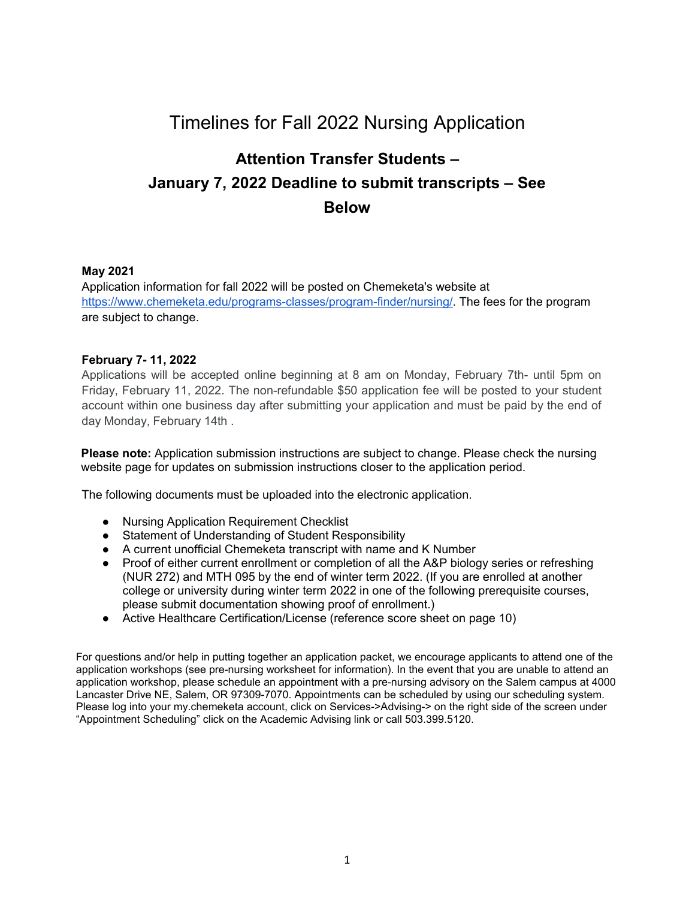# Timelines for Fall 2022 Nursing Application

## Attention Transfer Students – January 7, 2022 Deadline to submit transcripts – See Below

**May 2021**
Application information for fall 2022 will be posted on Chemeketa's website at [https://www.chemeketa.edu/programs-classes/program-finder/nursing/](https://www.chemeketa.edu/programs-classes/program-finder/nursing/). The fees for the program are subject to change.

**February 7- 11, 2022**
Applications will be accepted online beginning at 8 am on Monday, February 7th- until 5pm on Friday, February 11, 2022. The non-refundable $50 application fee will be posted to your student account within one business day after submitting your application and must be paid by the end of day Monday, February 14th .

**Please note:** Application submission instructions are subject to change. Please check the nursing website page for updates on submission instructions closer to the application period.

The following documents must be uploaded into the electronic application.

- Nursing Application Requirement Checklist
- Statement of Understanding of Student Responsibility
- A current unofficial Chemeketa transcript with name and K Number
- Proof of either current enrollment or completion of all the A&P biology series or refreshing (NUR 272) and MTH 095 by the end of winter term 2022. (If you are enrolled at another college or university during winter term 2022 in one of the following prerequisite courses, please submit documentation showing proof of enrollment.)
- Active Healthcare Certification/License (reference score sheet on page 10)

For questions and/or help in putting together an application packet, we encourage applicants to attend one of the application workshops (see pre-nursing worksheet for information). In the event that you are unable to attend an application workshop, please schedule an appointment with a pre-nursing advisory on the Salem campus at 4000 Lancaster Drive NE, Salem, OR 97309-7070. Appointments can be scheduled by using our scheduling system. Please log into your my.chemeketa account, click on Services->Advising-> on the right side of the screen under "Appointment Scheduling" click on the Academic Advising link or call 503.399.5120.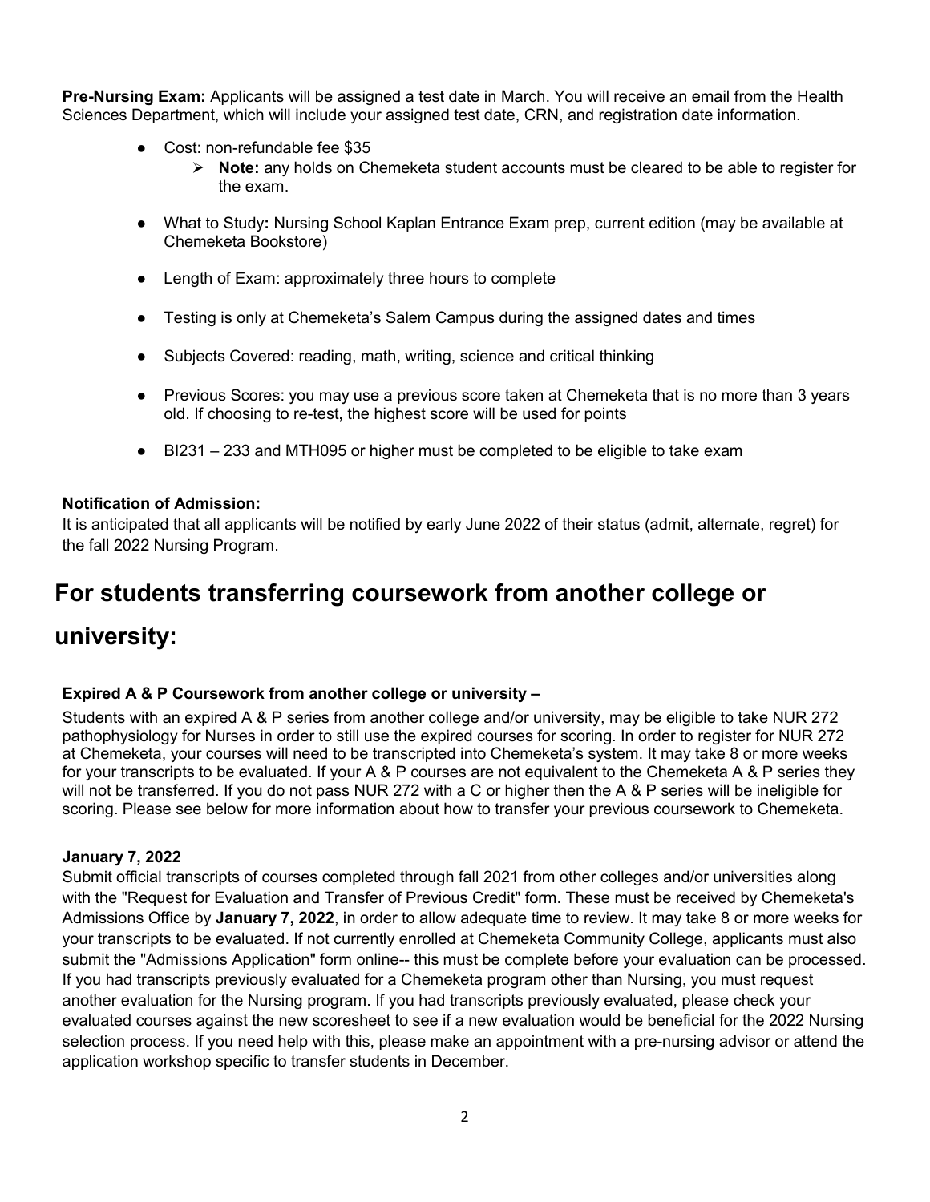**Pre-Nursing Exam:** Applicants will be assigned a test date in March. You will receive an email from the Health Sciences Department, which will include your assigned test date, CRN, and registration date information.

- Cost: non-refundable fee $35
  - **Note:** any holds on Chemeketa student accounts must be cleared to be able to register for the exam.
- What to Study**:** Nursing School Kaplan Entrance Exam prep, current edition (may be available at Chemeketa Bookstore)
- Length of Exam: approximately three hours to complete
- Testing is only at Chemeketa's Salem Campus during the assigned dates and times
- Subjects Covered: reading, math, writing, science and critical thinking
- Previous Scores: you may use a previous score taken at Chemeketa that is no more than 3 years old. If choosing to re-test, the highest score will be used for points
- BI231 – 233 and MTH095 or higher must be completed to be eligible to take exam

**Notification of Admission:**

It is anticipated that all applicants will be notified by early June 2022 of their status (admit, alternate, regret) for the fall 2022 Nursing Program.

# For students transferring coursework from another college or university:

**Expired A & P Coursework from another college or university –**

Students with an expired A & P series from another college and/or university, may be eligible to take NUR 272 pathophysiology for Nurses in order to still use the expired courses for scoring. In order to register for NUR 272 at Chemeketa, your courses will need to be transcripted into Chemeketa's system. It may take 8 or more weeks for your transcripts to be evaluated. If your A & P courses are not equivalent to the Chemeketa A & P series they will not be transferred. If you do not pass NUR 272 with a C or higher then the A & P series will be ineligible for scoring. Please see below for more information about how to transfer your previous coursework to Chemeketa.

**January 7, 2022**

Submit official transcripts of courses completed through fall 2021 from other colleges and/or universities along with the "Request for Evaluation and Transfer of Previous Credit" form. These must be received by Chemeketa's Admissions Office by **January 7, 2022**, in order to allow adequate time to review. It may take 8 or more weeks for your transcripts to be evaluated. If not currently enrolled at Chemeketa Community College, applicants must also submit the "Admissions Application" form online-- this must be complete before your evaluation can be processed. If you had transcripts previously evaluated for a Chemeketa program other than Nursing, you must request another evaluation for the Nursing program. If you had transcripts previously evaluated, please check your evaluated courses against the new scoresheet to see if a new evaluation would be beneficial for the 2022 Nursing selection process. If you need help with this, please make an appointment with a pre-nursing advisor or attend the application workshop specific to transfer students in December.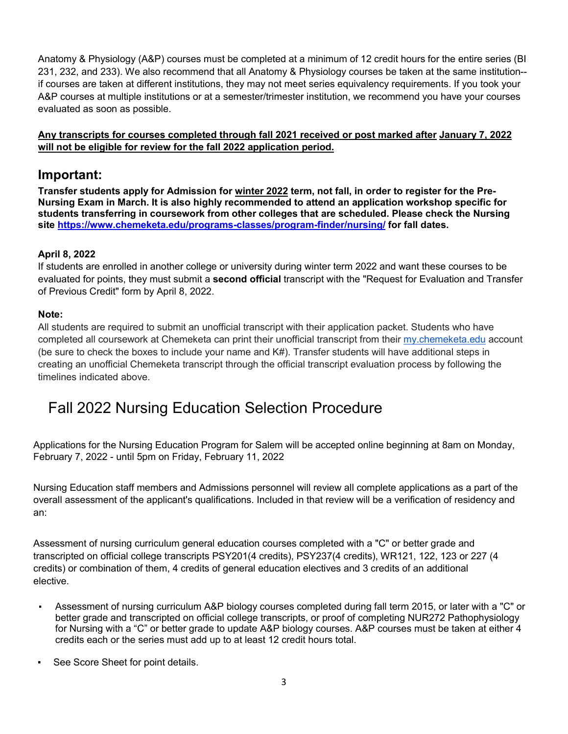Anatomy & Physiology (A&P) courses must be completed at a minimum of 12 credit hours for the entire series (BI 231, 232, and 233). We also recommend that all Anatomy & Physiology courses be taken at the same institution--if courses are taken at different institutions, they may not meet series equivalency requirements. If you took your A&P courses at multiple institutions or at a semester/trimester institution, we recommend you have your courses evaluated as soon as possible.

**Any transcripts for courses completed through fall 2021 received or post marked after January 7, 2022 will not be eligible for review for the fall 2022 application period.**

## Important:

**Transfer students apply for Admission for winter 2022 term, not fall, in order to register for the Pre-Nursing Exam in March. It is also highly recommended to attend an application workshop specific for students transferring in coursework from other colleges that are scheduled. Please check the Nursing site https://www.chemeketa.edu/programs-classes/program-finder/nursing/ for fall dates.**

**April 8, 2022**

If students are enrolled in another college or university during winter term 2022 and want these courses to be evaluated for points, they must submit a **second official** transcript with the "Request for Evaluation and Transfer of Previous Credit" form by April 8, 2022.

**Note:**

All students are required to submit an unofficial transcript with their application packet. Students who have completed all coursework at Chemeketa can print their unofficial transcript from their my.chemeketa.edu account (be sure to check the boxes to include your name and K#). Transfer students will have additional steps in creating an unofficial Chemeketa transcript through the official transcript evaluation process by following the timelines indicated above.

# Fall 2022 Nursing Education Selection Procedure

Applications for the Nursing Education Program for Salem will be accepted online beginning at 8am on Monday, February 7, 2022 - until 5pm on Friday, February 11, 2022

Nursing Education staff members and Admissions personnel will review all complete applications as a part of the overall assessment of the applicant's qualifications. Included in that review will be a verification of residency and an:

Assessment of nursing curriculum general education courses completed with a "C" or better grade and transcripted on official college transcripts PSY201(4 credits), PSY237(4 credits), WR121, 122, 123 or 227 (4 credits) or combination of them, 4 credits of general education electives and 3 credits of an additional elective.

- Assessment of nursing curriculum A&P biology courses completed during fall term 2015, or later with a "C" or better grade and transcripted on official college transcripts, or proof of completing NUR272 Pathophysiology for Nursing with a "C" or better grade to update A&P biology courses. A&P courses must be taken at either 4 credits each or the series must add up to at least 12 credit hours total.
- See Score Sheet for point details.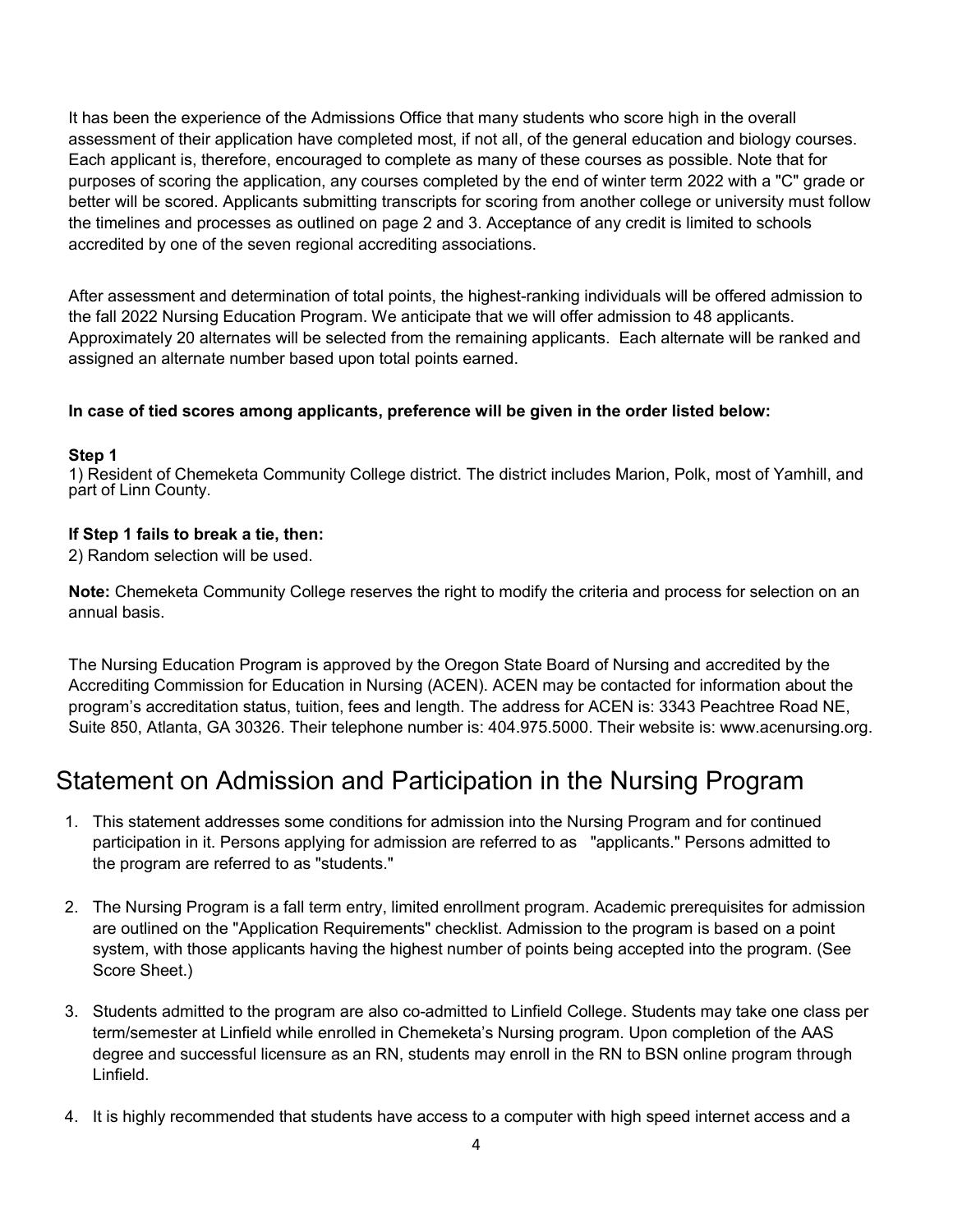It has been the experience of the Admissions Office that many students who score high in the overall assessment of their application have completed most, if not all, of the general education and biology courses. Each applicant is, therefore, encouraged to complete as many of these courses as possible. Note that for purposes of scoring the application, any courses completed by the end of winter term 2022 with a "C" grade or better will be scored. Applicants submitting transcripts for scoring from another college or university must follow the timelines and processes as outlined on page 2 and 3. Acceptance of any credit is limited to schools accredited by one of the seven regional accrediting associations.

After assessment and determination of total points, the highest-ranking individuals will be offered admission to the fall 2022 Nursing Education Program. We anticipate that we will offer admission to 48 applicants. Approximately 20 alternates will be selected from the remaining applicants. Each alternate will be ranked and assigned an alternate number based upon total points earned.

**In case of tied scores among applicants, preference will be given in the order listed below:**

**Step 1**

1) Resident of Chemeketa Community College district. The district includes Marion, Polk, most of Yamhill, and part of Linn County.

**If Step 1 fails to break a tie, then:**

2) Random selection will be used.

**Note:** Chemeketa Community College reserves the right to modify the criteria and process for selection on an annual basis.

The Nursing Education Program is approved by the Oregon State Board of Nursing and accredited by the Accrediting Commission for Education in Nursing (ACEN). ACEN may be contacted for information about the program's accreditation status, tuition, fees and length. The address for ACEN is: 3343 Peachtree Road NE, Suite 850, Atlanta, GA 30326. Their telephone number is: 404.975.5000. Their website is: www.acenursing.org.

# Statement on Admission and Participation in the Nursing Program

1. This statement addresses some conditions for admission into the Nursing Program and for continued participation in it. Persons applying for admission are referred to as "applicants." Persons admitted to the program are referred to as "students."

2. The Nursing Program is a fall term entry, limited enrollment program. Academic prerequisites for admission are outlined on the "Application Requirements" checklist. Admission to the program is based on a point system, with those applicants having the highest number of points being accepted into the program. (See Score Sheet.)

3. Students admitted to the program are also co-admitted to Linfield College. Students may take one class per term/semester at Linfield while enrolled in Chemeketa's Nursing program. Upon completion of the AAS degree and successful licensure as an RN, students may enroll in the RN to BSN online program through Linfield.

4. It is highly recommended that students have access to a computer with high speed internet access and a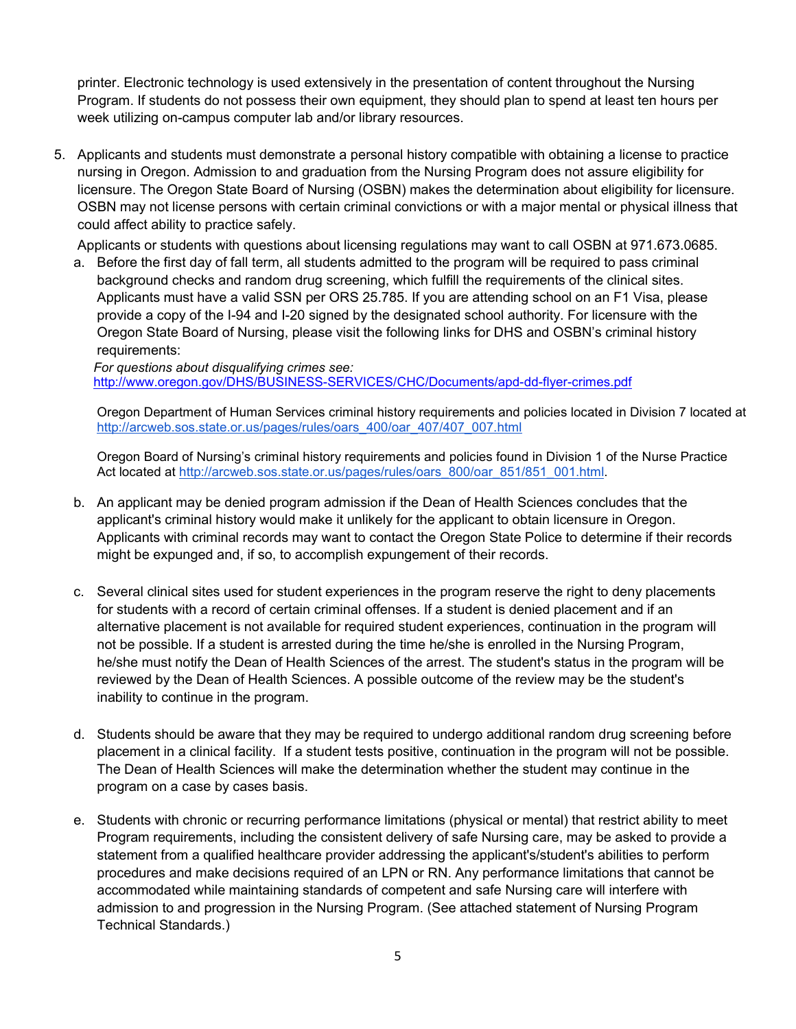printer. Electronic technology is used extensively in the presentation of content throughout the Nursing Program. If students do not possess their own equipment, they should plan to spend at least ten hours per week utilizing on-campus computer lab and/or library resources.

5. Applicants and students must demonstrate a personal history compatible with obtaining a license to practice nursing in Oregon. Admission to and graduation from the Nursing Program does not assure eligibility for licensure. The Oregon State Board of Nursing (OSBN) makes the determination about eligibility for licensure. OSBN may not license persons with certain criminal convictions or with a major mental or physical illness that could affect ability to practice safely.

   Applicants or students with questions about licensing regulations may want to call OSBN at 971.673.0685.

   a. Before the first day of fall term, all students admitted to the program will be required to pass criminal background checks and random drug screening, which fulfill the requirements of the clinical sites. Applicants must have a valid SSN per ORS 25.785. If you are attending school on an F1 Visa, please provide a copy of the I-94 and I-20 signed by the designated school authority. For licensure with the Oregon State Board of Nursing, please visit the following links for DHS and OSBN's criminal history requirements:

      *For questions about disqualifying crimes see:*
      http://www.oregon.gov/DHS/BUSINESS-SERVICES/CHC/Documents/apd-dd-flyer-crimes.pdf

      Oregon Department of Human Services criminal history requirements and policies located in Division 7 located at http://arcweb.sos.state.or.us/pages/rules/oars_400/oar_407/407_007.html

      Oregon Board of Nursing's criminal history requirements and policies found in Division 1 of the Nurse Practice Act located at http://arcweb.sos.state.or.us/pages/rules/oars_800/oar_851/851_001.html.

   b. An applicant may be denied program admission if the Dean of Health Sciences concludes that the applicant's criminal history would make it unlikely for the applicant to obtain licensure in Oregon. Applicants with criminal records may want to contact the Oregon State Police to determine if their records might be expunged and, if so, to accomplish expungement of their records.

   c. Several clinical sites used for student experiences in the program reserve the right to deny placements for students with a record of certain criminal offenses. If a student is denied placement and if an alternative placement is not available for required student experiences, continuation in the program will not be possible. If a student is arrested during the time he/she is enrolled in the Nursing Program, he/she must notify the Dean of Health Sciences of the arrest. The student's status in the program will be reviewed by the Dean of Health Sciences. A possible outcome of the review may be the student's inability to continue in the program.

   d. Students should be aware that they may be required to undergo additional random drug screening before placement in a clinical facility. If a student tests positive, continuation in the program will not be possible. The Dean of Health Sciences will make the determination whether the student may continue in the program on a case by cases basis.

   e. Students with chronic or recurring performance limitations (physical or mental) that restrict ability to meet Program requirements, including the consistent delivery of safe Nursing care, may be asked to provide a statement from a qualified healthcare provider addressing the applicant's/student's abilities to perform procedures and make decisions required of an LPN or RN. Any performance limitations that cannot be accommodated while maintaining standards of competent and safe Nursing care will interfere with admission to and progression in the Nursing Program. (See attached statement of Nursing Program Technical Standards.)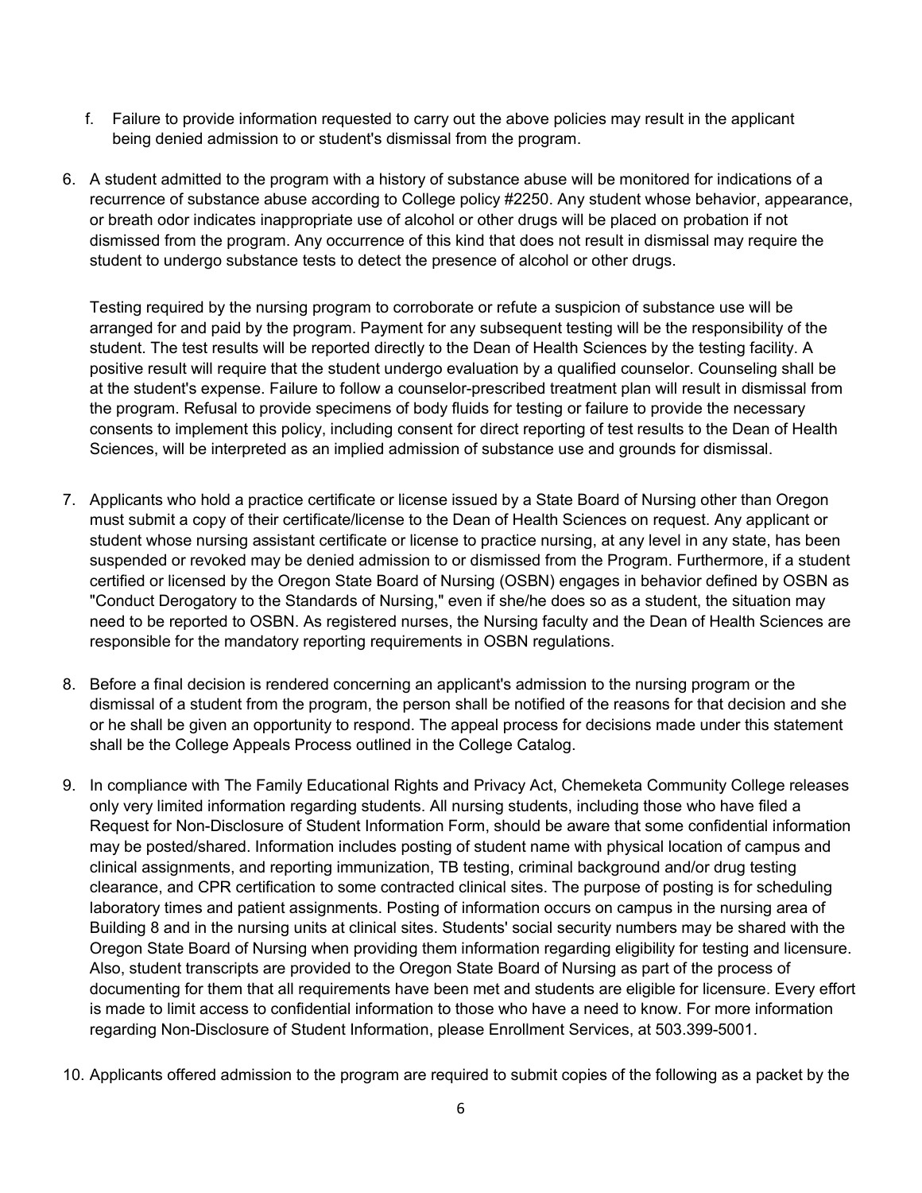f. Failure to provide information requested to carry out the above policies may result in the applicant being denied admission to or student's dismissal from the program.

6. A student admitted to the program with a history of substance abuse will be monitored for indications of a recurrence of substance abuse according to College policy #2250. Any student whose behavior, appearance, or breath odor indicates inappropriate use of alcohol or other drugs will be placed on probation if not dismissed from the program. Any occurrence of this kind that does not result in dismissal may require the student to undergo substance tests to detect the presence of alcohol or other drugs.

   Testing required by the nursing program to corroborate or refute a suspicion of substance use will be arranged for and paid by the program. Payment for any subsequent testing will be the responsibility of the student. The test results will be reported directly to the Dean of Health Sciences by the testing facility. A positive result will require that the student undergo evaluation by a qualified counselor. Counseling shall be at the student's expense. Failure to follow a counselor-prescribed treatment plan will result in dismissal from the program. Refusal to provide specimens of body fluids for testing or failure to provide the necessary consents to implement this policy, including consent for direct reporting of test results to the Dean of Health Sciences, will be interpreted as an implied admission of substance use and grounds for dismissal.

7. Applicants who hold a practice certificate or license issued by a State Board of Nursing other than Oregon must submit a copy of their certificate/license to the Dean of Health Sciences on request. Any applicant or student whose nursing assistant certificate or license to practice nursing, at any level in any state, has been suspended or revoked may be denied admission to or dismissed from the Program. Furthermore, if a student certified or licensed by the Oregon State Board of Nursing (OSBN) engages in behavior defined by OSBN as "Conduct Derogatory to the Standards of Nursing," even if she/he does so as a student, the situation may need to be reported to OSBN. As registered nurses, the Nursing faculty and the Dean of Health Sciences are responsible for the mandatory reporting requirements in OSBN regulations.

8. Before a final decision is rendered concerning an applicant's admission to the nursing program or the dismissal of a student from the program, the person shall be notified of the reasons for that decision and she or he shall be given an opportunity to respond. The appeal process for decisions made under this statement shall be the College Appeals Process outlined in the College Catalog.

9. In compliance with The Family Educational Rights and Privacy Act, Chemeketa Community College releases only very limited information regarding students. All nursing students, including those who have filed a Request for Non-Disclosure of Student Information Form, should be aware that some confidential information may be posted/shared. Information includes posting of student name with physical location of campus and clinical assignments, and reporting immunization, TB testing, criminal background and/or drug testing clearance, and CPR certification to some contracted clinical sites. The purpose of posting is for scheduling laboratory times and patient assignments. Posting of information occurs on campus in the nursing area of Building 8 and in the nursing units at clinical sites. Students' social security numbers may be shared with the Oregon State Board of Nursing when providing them information regarding eligibility for testing and licensure. Also, student transcripts are provided to the Oregon State Board of Nursing as part of the process of documenting for them that all requirements have been met and students are eligible for licensure. Every effort is made to limit access to confidential information to those who have a need to know. For more information regarding Non-Disclosure of Student Information, please Enrollment Services, at 503.399-5001.

10. Applicants offered admission to the program are required to submit copies of the following as a packet by the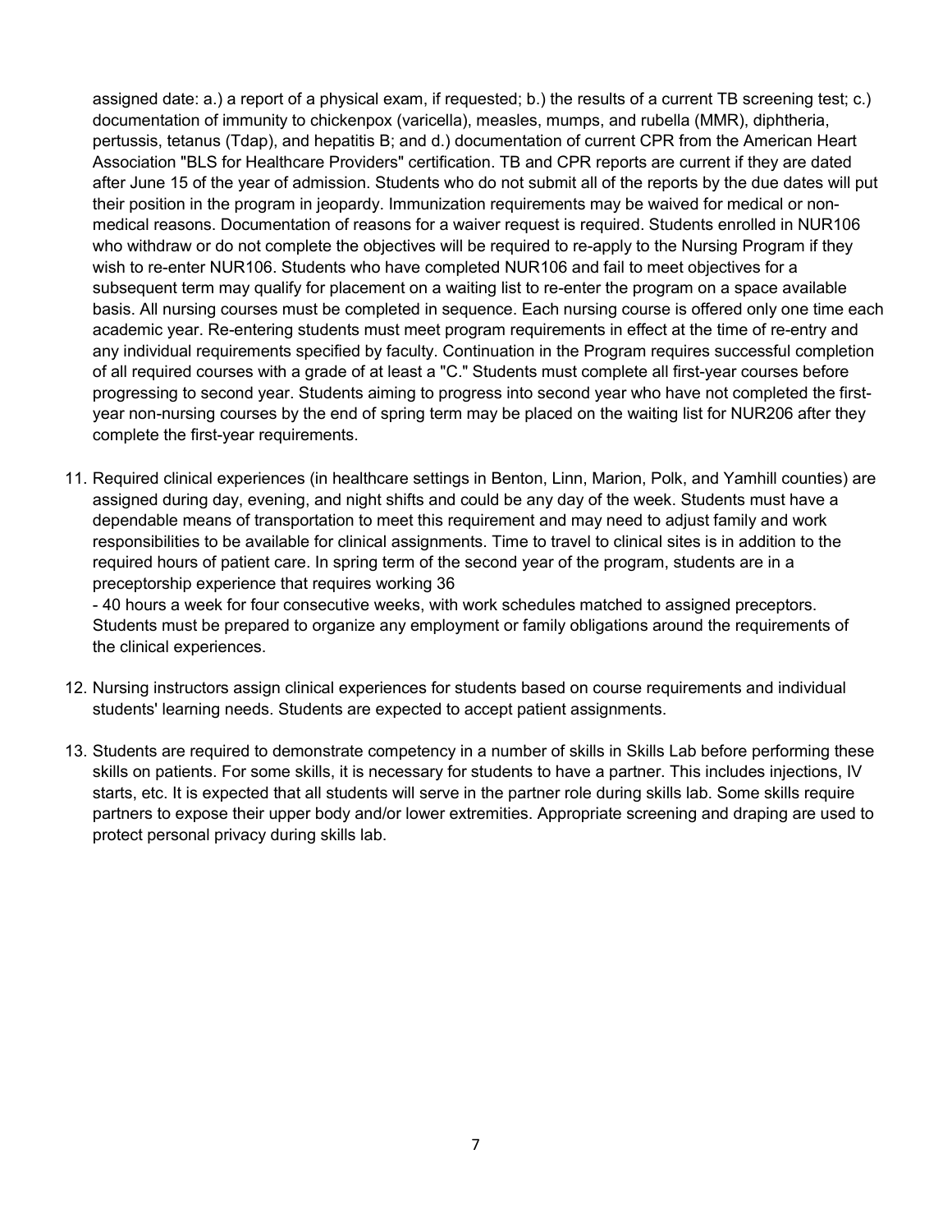assigned date: a.) a report of a physical exam, if requested; b.) the results of a current TB screening test; c.) documentation of immunity to chickenpox (varicella), measles, mumps, and rubella (MMR), diphtheria, pertussis, tetanus (Tdap), and hepatitis B; and d.) documentation of current CPR from the American Heart Association "BLS for Healthcare Providers" certification. TB and CPR reports are current if they are dated after June 15 of the year of admission. Students who do not submit all of the reports by the due dates will put their position in the program in jeopardy. Immunization requirements may be waived for medical or non-medical reasons. Documentation of reasons for a waiver request is required. Students enrolled in NUR106 who withdraw or do not complete the objectives will be required to re-apply to the Nursing Program if they wish to re-enter NUR106. Students who have completed NUR106 and fail to meet objectives for a subsequent term may qualify for placement on a waiting list to re-enter the program on a space available basis. All nursing courses must be completed in sequence. Each nursing course is offered only one time each academic year. Re-entering students must meet program requirements in effect at the time of re-entry and any individual requirements specified by faculty. Continuation in the Program requires successful completion of all required courses with a grade of at least a "C." Students must complete all first-year courses before progressing to second year. Students aiming to progress into second year who have not completed the first-year non-nursing courses by the end of spring term may be placed on the waiting list for NUR206 after they complete the first-year requirements.

11. Required clinical experiences (in healthcare settings in Benton, Linn, Marion, Polk, and Yamhill counties) are assigned during day, evening, and night shifts and could be any day of the week. Students must have a dependable means of transportation to meet this requirement and may need to adjust family and work responsibilities to be available for clinical assignments. Time to travel to clinical sites is in addition to the required hours of patient care. In spring term of the second year of the program, students are in a preceptorship experience that requires working 36 - 40 hours a week for four consecutive weeks, with work schedules matched to assigned preceptors. Students must be prepared to organize any employment or family obligations around the requirements of the clinical experiences.

12. Nursing instructors assign clinical experiences for students based on course requirements and individual students' learning needs. Students are expected to accept patient assignments.

13. Students are required to demonstrate competency in a number of skills in Skills Lab before performing these skills on patients. For some skills, it is necessary for students to have a partner. This includes injections, IV starts, etc. It is expected that all students will serve in the partner role during skills lab. Some skills require partners to expose their upper body and/or lower extremities. Appropriate screening and draping are used to protect personal privacy during skills lab.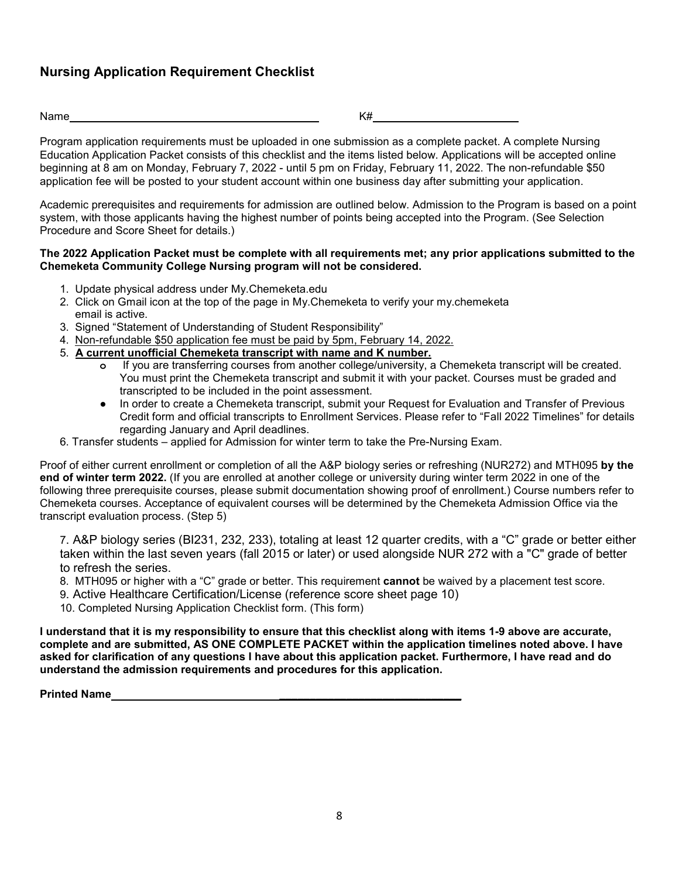## Nursing Application Requirement Checklist

Name_______________________________________ K#______________________

Program application requirements must be uploaded in one submission as a complete packet. A complete Nursing Education Application Packet consists of this checklist and the items listed below. Applications will be accepted online beginning at 8 am on Monday, February 7, 2022 - until 5 pm on Friday, February 11, 2022. The non-refundable $50 application fee will be posted to your student account within one business day after submitting your application.

Academic prerequisites and requirements for admission are outlined below. Admission to the Program is based on a point system, with those applicants having the highest number of points being accepted into the Program. (See Selection Procedure and Score Sheet for details.)

**The 2022 Application Packet must be complete with all requirements met; any prior applications submitted to the Chemeketa Community College Nursing program will not be considered.**

1. Update physical address under My.Chemeketa.edu
2. Click on Gmail icon at the top of the page in My.Chemeketa to verify your my.chemeketa email is active.
3. Signed "Statement of Understanding of Student Responsibility"
4. Non-refundable $50 application fee must be paid by 5pm, February 14, 2022.
5. **A current unofficial Chemeketa transcript with name and K number.**
   - If you are transferring courses from another college/university, a Chemeketa transcript will be created. You must print the Chemeketa transcript and submit it with your packet. Courses must be graded and transcripted to be included in the point assessment.
   - In order to create a Chemeketa transcript, submit your Request for Evaluation and Transfer of Previous Credit form and official transcripts to Enrollment Services. Please refer to "Fall 2022 Timelines" for details regarding January and April deadlines.
6. Transfer students – applied for Admission for winter term to take the Pre-Nursing Exam.

Proof of either current enrollment or completion of all the A&P biology series or refreshing (NUR272) and MTH095 **by the end of winter term 2022.** (If you are enrolled at another college or university during winter term 2022 in one of the following three prerequisite courses, please submit documentation showing proof of enrollment.) Course numbers refer to Chemeketa courses. Acceptance of equivalent courses will be determined by the Chemeketa Admission Office via the transcript evaluation process. (Step 5)

7. A&P biology series (BI231, 232, 233), totaling at least 12 quarter credits, with a "C" grade or better either taken within the last seven years (fall 2015 or later) or used alongside NUR 272 with a "C" grade of better to refresh the series.
8. MTH095 or higher with a "C" grade or better. This requirement **cannot** be waived by a placement test score.
9. Active Healthcare Certification/License (reference score sheet page 10)
10. Completed Nursing Application Checklist form. (This form)

**I understand that it is my responsibility to ensure that this checklist along with items 1-9 above are accurate, complete and are submitted, AS ONE COMPLETE PACKET within the application timelines noted above. I have asked for clarification of any questions I have about this application packet. Furthermore, I have read and do understand the admission requirements and procedures for this application.**

**Printed Name**__________________________________________________________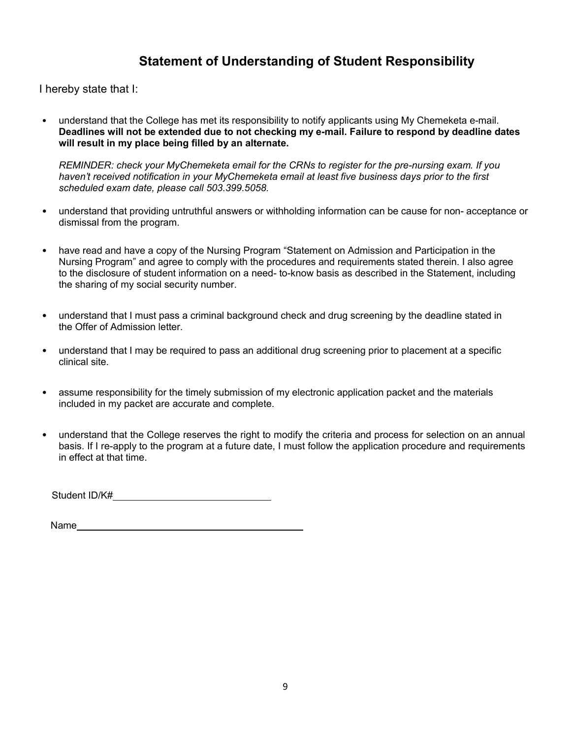## Statement of Understanding of Student Responsibility

I hereby state that I:

- understand that the College has met its responsibility to notify applicants using My Chemeketa e-mail. **Deadlines will not be extended due to not checking my e-mail. Failure to respond by deadline dates will result in my place being filled by an alternate.**

  *REMINDER: check your MyChemeketa email for the CRNs to register for the pre-nursing exam. If you haven't received notification in your MyChemeketa email at least five business days prior to the first scheduled exam date, please call 503.399.5058.*

- understand that providing untruthful answers or withholding information can be cause for non- acceptance or dismissal from the program.

- have read and have a copy of the Nursing Program "Statement on Admission and Participation in the Nursing Program" and agree to comply with the procedures and requirements stated therein. I also agree to the disclosure of student information on a need- to-know basis as described in the Statement, including the sharing of my social security number.

- understand that I must pass a criminal background check and drug screening by the deadline stated in the Offer of Admission letter.

- understand that I may be required to pass an additional drug screening prior to placement at a specific clinical site.

- assume responsibility for the timely submission of my electronic application packet and the materials included in my packet are accurate and complete.

- understand that the College reserves the right to modify the criteria and process for selection on an annual basis. If I re-apply to the program at a future date, I must follow the application procedure and requirements in effect at that time.

Student ID/K#_____________________________

Name__________________________________________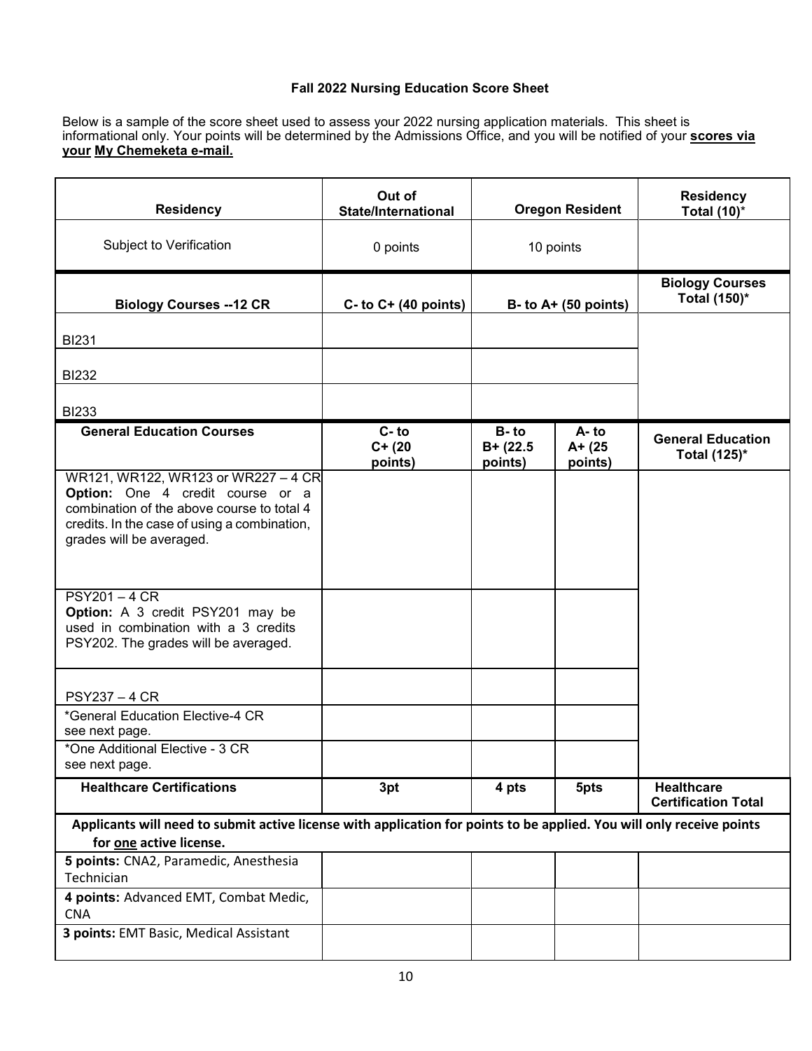**Fall 2022 Nursing Education Score Sheet**

Below is a sample of the score sheet used to assess your 2022 nursing application materials. This sheet is informational only. Your points will be determined by the Admissions Office, and you will be notified of your **scores via your My Chemeketa e-mail.**

| **Residency** | **Out of State/International** | **Oregon Resident** | | **Residency Total (10)*** |
|---|---|---|---|---|
| Subject to Verification | 0 points | 10 points | | |
| **Biology Courses --12 CR** | **C- to C+ (40 points)** | **B- to A+ (50 points)** | | **Biology Courses Total (150)*** |
| BI231 | | | | |
| BI232 | | | | |
| BI233 | | | | |
| **General Education Courses** | **C- to C+ (20 points)** | **B- to B+ (22.5 points)** | **A- to A+ (25 points)** | **General Education Total (125)*** |
| WR121, WR122, WR123 or WR227 – 4 CR **Option:** One 4 credit course or a combination of the above course to total 4 credits. In the case of using a combination, grades will be averaged. | | | | |
| PSY201 – 4 CR **Option:** A 3 credit PSY201 may be used in combination with a 3 credits PSY202. The grades will be averaged. | | | | |
| PSY237 – 4 CR | | | | |
| *General Education Elective-4 CR see next page. | | | | |
| *One Additional Elective - 3 CR see next page. | | | | |
| **Healthcare Certifications** | **3pt** | **4 pts** | **5pts** | **Healthcare Certification Total** |
| **Applicants will need to submit active license with application for points to be applied. You will only receive points for one active license.** | | | | |
| **5 points:** CNA2, Paramedic, Anesthesia Technician | | | | |
| **4 points:** Advanced EMT, Combat Medic, CNA | | | | |
| **3 points:** EMT Basic, Medical Assistant | | | | |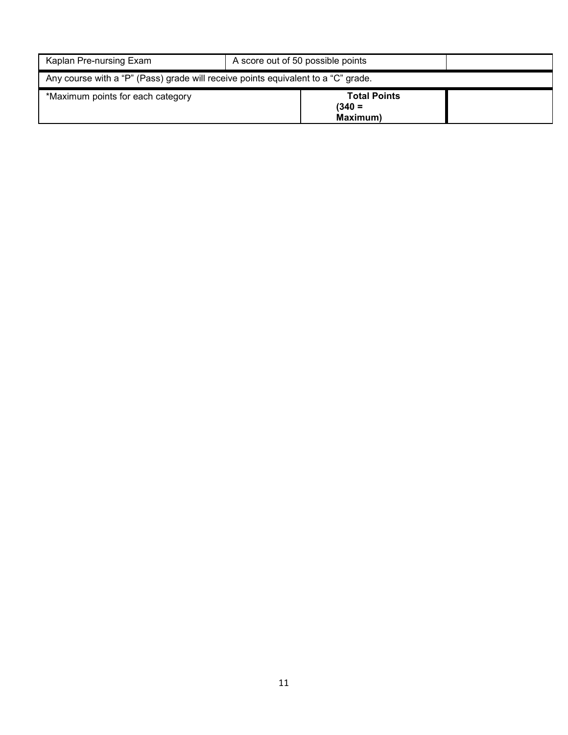| Kaplan Pre-nursing Exam | A score out of 50 possible points | | |
|---|---|---|---|
| Any course with a "P" (Pass) grade will receive points equivalent to a "C" grade. | | | |
| *Maximum points for each category | | **Total Points (340 = Maximum)** | |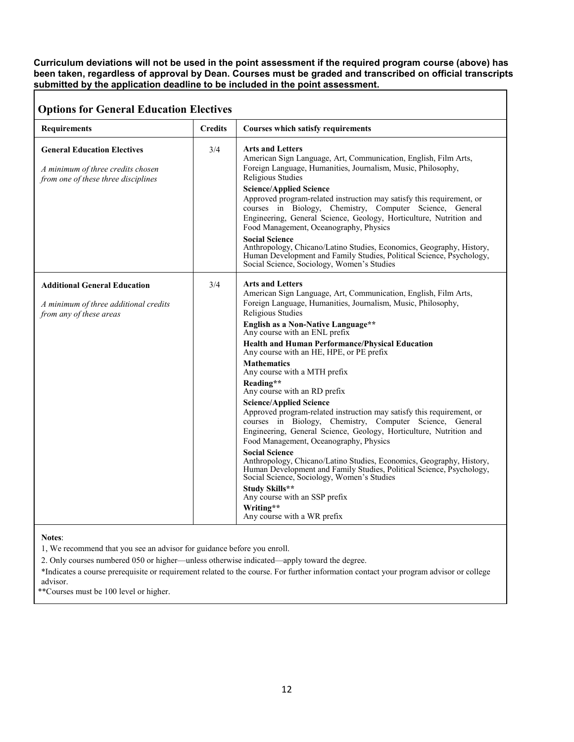**Curriculum deviations will not be used in the point assessment if the required program course (above) has been taken, regardless of approval by Dean. Courses must be graded and transcribed on official transcripts submitted by the application deadline to be included in the point assessment.**

## Options for General Education Electives

| Requirements | Credits | Courses which satisfy requirements |
|---|---|---|
| **General Education Electives**<br><br>*A minimum of three credits chosen from one of these three disciplines* | 3/4 | **Arts and Letters**<br>American Sign Language, Art, Communication, English, Film Arts, Foreign Language, Humanities, Journalism, Music, Philosophy, Religious Studies<br>**Science/Applied Science**<br>Approved program-related instruction may satisfy this requirement, or courses in Biology, Chemistry, Computer Science, General Engineering, General Science, Geology, Horticulture, Nutrition and Food Management, Oceanography, Physics<br>**Social Science**<br>Anthropology, Chicano/Latino Studies, Economics, Geography, History, Human Development and Family Studies, Political Science, Psychology, Social Science, Sociology, Women's Studies |
| **Additional General Education**<br><br>*A minimum of three additional credits from any of these areas* | 3/4 | **Arts and Letters**<br>American Sign Language, Art, Communication, English, Film Arts, Foreign Language, Humanities, Journalism, Music, Philosophy, Religious Studies<br>**English as a Non-Native Language\*\***<br>Any course with an ENL prefix<br>**Health and Human Performance/Physical Education**<br>Any course with an HE, HPE, or PE prefix<br>**Mathematics**<br>Any course with a MTH prefix<br>**Reading\*\***<br>Any course with an RD prefix<br>**Science/Applied Science**<br>Approved program-related instruction may satisfy this requirement, or courses in Biology, Chemistry, Computer Science, General Engineering, General Science, Geology, Horticulture, Nutrition and Food Management, Oceanography, Physics<br>**Social Science**<br>Anthropology, Chicano/Latino Studies, Economics, Geography, History, Human Development and Family Studies, Political Science, Psychology, Social Science, Sociology, Women's Studies<br>**Study Skills\*\***<br>Any course with an SSP prefix<br>**Writing\*\***<br>Any course with a WR prefix |

**Notes**:

1, We recommend that you see an advisor for guidance before you enroll.

2. Only courses numbered 050 or higher—unless otherwise indicated—apply toward the degree.

*Indicates a course prerequisite or requirement related to the course. For further information contact your program advisor or college advisor.

**Courses must be 100 level or higher.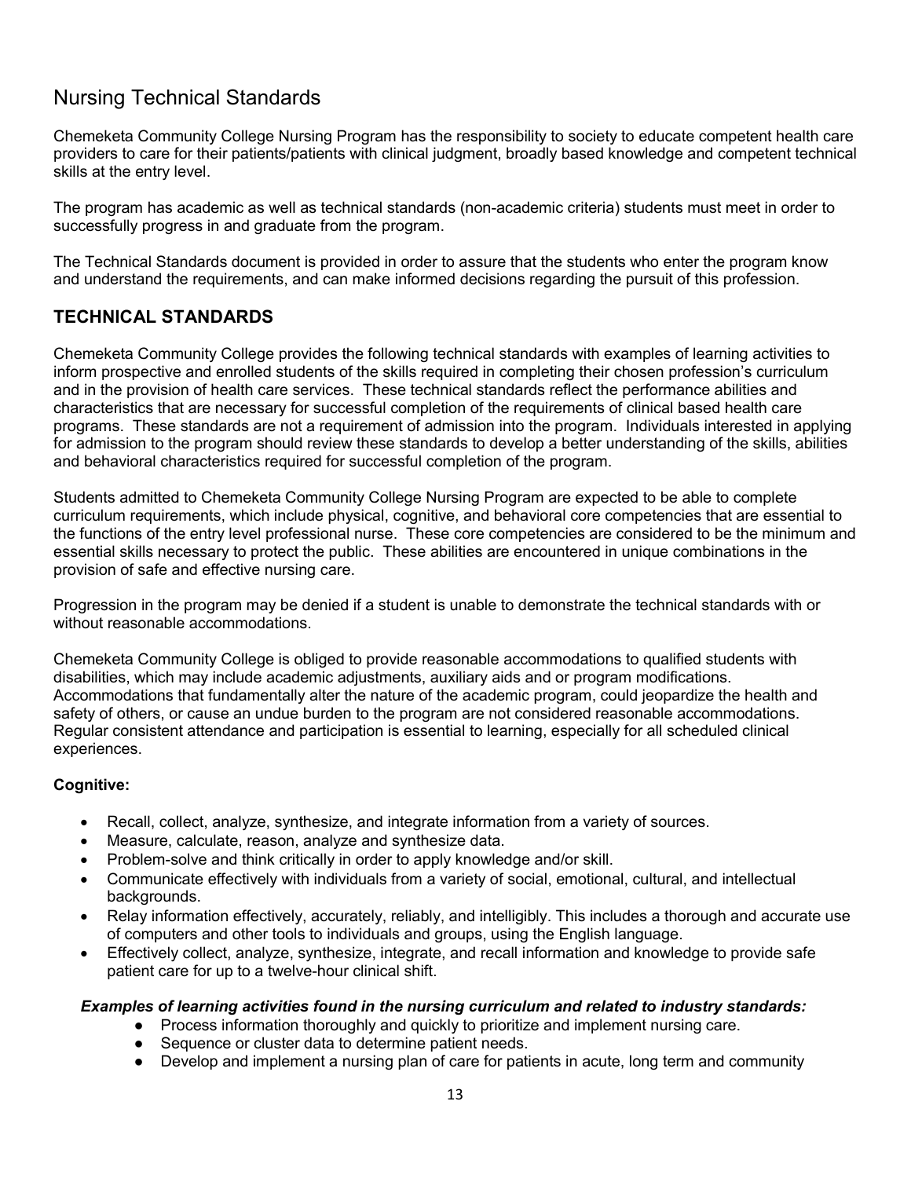## Nursing Technical Standards

Chemeketa Community College Nursing Program has the responsibility to society to educate competent health care providers to care for their patients/patients with clinical judgment, broadly based knowledge and competent technical skills at the entry level.

The program has academic as well as technical standards (non-academic criteria) students must meet in order to successfully progress in and graduate from the program.

The Technical Standards document is provided in order to assure that the students who enter the program know and understand the requirements, and can make informed decisions regarding the pursuit of this profession.

### TECHNICAL STANDARDS

Chemeketa Community College provides the following technical standards with examples of learning activities to inform prospective and enrolled students of the skills required in completing their chosen profession's curriculum and in the provision of health care services. These technical standards reflect the performance abilities and characteristics that are necessary for successful completion of the requirements of clinical based health care programs. These standards are not a requirement of admission into the program. Individuals interested in applying for admission to the program should review these standards to develop a better understanding of the skills, abilities and behavioral characteristics required for successful completion of the program.

Students admitted to Chemeketa Community College Nursing Program are expected to be able to complete curriculum requirements, which include physical, cognitive, and behavioral core competencies that are essential to the functions of the entry level professional nurse. These core competencies are considered to be the minimum and essential skills necessary to protect the public. These abilities are encountered in unique combinations in the provision of safe and effective nursing care.

Progression in the program may be denied if a student is unable to demonstrate the technical standards with or without reasonable accommodations.

Chemeketa Community College is obliged to provide reasonable accommodations to qualified students with disabilities, which may include academic adjustments, auxiliary aids and or program modifications. Accommodations that fundamentally alter the nature of the academic program, could jeopardize the health and safety of others, or cause an undue burden to the program are not considered reasonable accommodations. Regular consistent attendance and participation is essential to learning, especially for all scheduled clinical experiences.

**Cognitive:**

- Recall, collect, analyze, synthesize, and integrate information from a variety of sources.
- Measure, calculate, reason, analyze and synthesize data.
- Problem-solve and think critically in order to apply knowledge and/or skill.
- Communicate effectively with individuals from a variety of social, emotional, cultural, and intellectual backgrounds.
- Relay information effectively, accurately, reliably, and intelligibly. This includes a thorough and accurate use of computers and other tools to individuals and groups, using the English language.
- Effectively collect, analyze, synthesize, integrate, and recall information and knowledge to provide safe patient care for up to a twelve-hour clinical shift.

***Examples of learning activities found in the nursing curriculum and related to industry standards:***

- Process information thoroughly and quickly to prioritize and implement nursing care.
- Sequence or cluster data to determine patient needs.
- Develop and implement a nursing plan of care for patients in acute, long term and community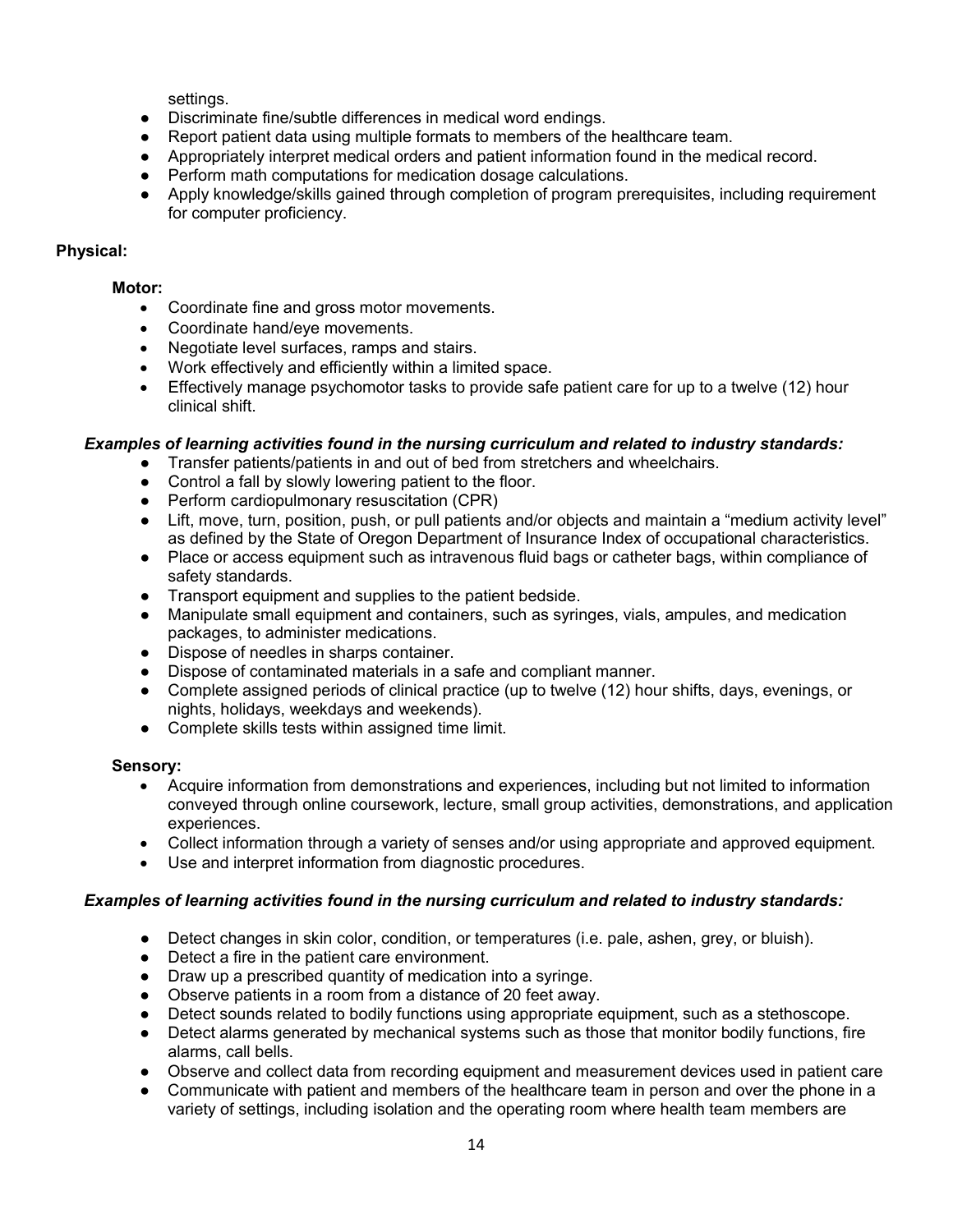settings.

- Discriminate fine/subtle differences in medical word endings.
- Report patient data using multiple formats to members of the healthcare team.
- Appropriately interpret medical orders and patient information found in the medical record.
- Perform math computations for medication dosage calculations.
- Apply knowledge/skills gained through completion of program prerequisites, including requirement for computer proficiency.

**Physical:**

**Motor:**

- Coordinate fine and gross motor movements.
- Coordinate hand/eye movements.
- Negotiate level surfaces, ramps and stairs.
- Work effectively and efficiently within a limited space.
- Effectively manage psychomotor tasks to provide safe patient care for up to a twelve (12) hour clinical shift.

***Examples of learning activities found in the nursing curriculum and related to industry standards:***

- Transfer patients/patients in and out of bed from stretchers and wheelchairs.
- Control a fall by slowly lowering patient to the floor.
- Perform cardiopulmonary resuscitation (CPR)
- Lift, move, turn, position, push, or pull patients and/or objects and maintain a "medium activity level" as defined by the State of Oregon Department of Insurance Index of occupational characteristics.
- Place or access equipment such as intravenous fluid bags or catheter bags, within compliance of safety standards.
- Transport equipment and supplies to the patient bedside.
- Manipulate small equipment and containers, such as syringes, vials, ampules, and medication packages, to administer medications.
- Dispose of needles in sharps container.
- Dispose of contaminated materials in a safe and compliant manner.
- Complete assigned periods of clinical practice (up to twelve (12) hour shifts, days, evenings, or nights, holidays, weekdays and weekends).
- Complete skills tests within assigned time limit.

**Sensory:**

- Acquire information from demonstrations and experiences, including but not limited to information conveyed through online coursework, lecture, small group activities, demonstrations, and application experiences.
- Collect information through a variety of senses and/or using appropriate and approved equipment.
- Use and interpret information from diagnostic procedures.

***Examples of learning activities found in the nursing curriculum and related to industry standards:***

- Detect changes in skin color, condition, or temperatures (i.e. pale, ashen, grey, or bluish).
- Detect a fire in the patient care environment.
- Draw up a prescribed quantity of medication into a syringe.
- Observe patients in a room from a distance of 20 feet away.
- Detect sounds related to bodily functions using appropriate equipment, such as a stethoscope.
- Detect alarms generated by mechanical systems such as those that monitor bodily functions, fire alarms, call bells.
- Observe and collect data from recording equipment and measurement devices used in patient care
- Communicate with patient and members of the healthcare team in person and over the phone in a variety of settings, including isolation and the operating room where health team members are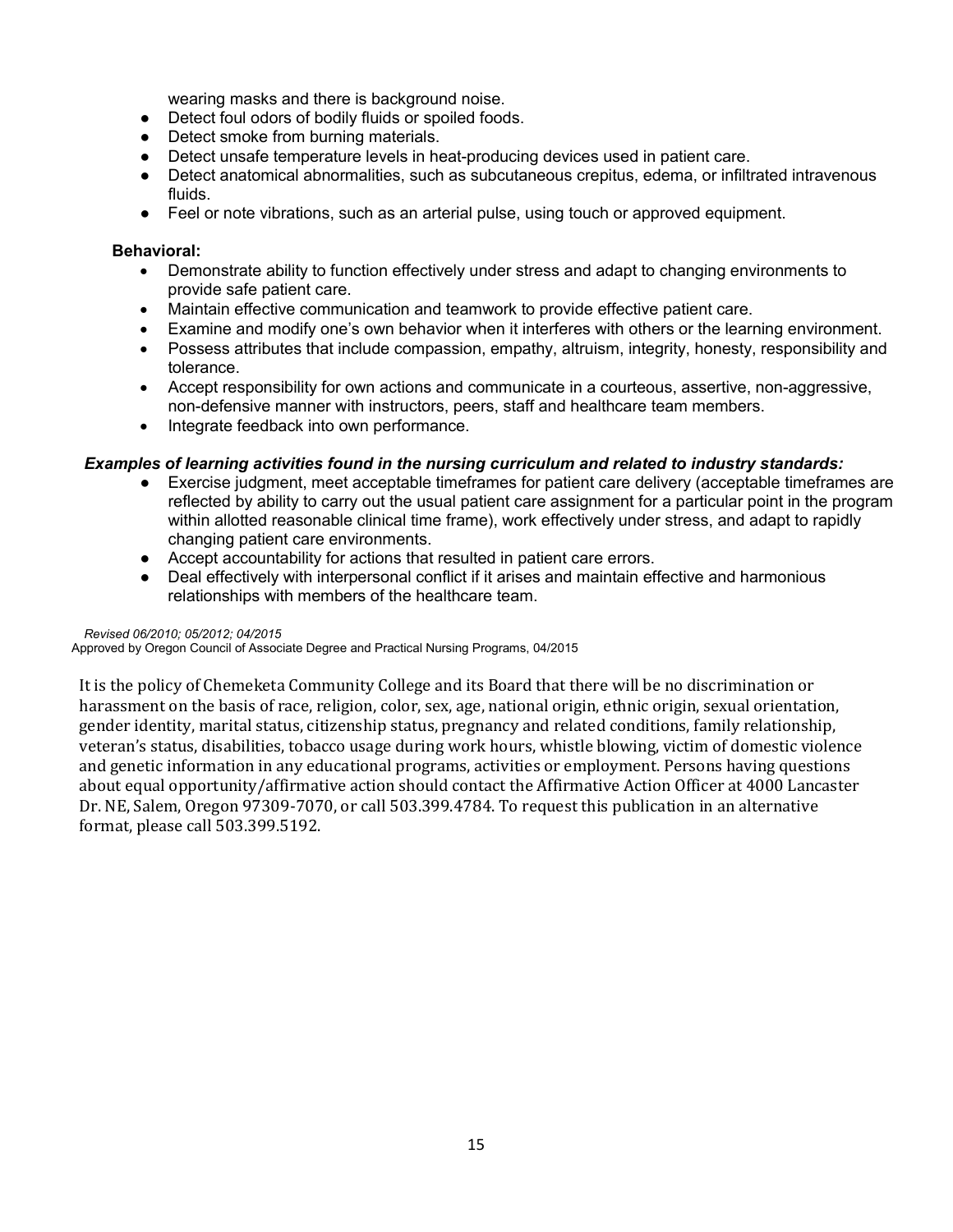wearing masks and there is background noise.

- Detect foul odors of bodily fluids or spoiled foods.
- Detect smoke from burning materials.
- Detect unsafe temperature levels in heat-producing devices used in patient care.
- Detect anatomical abnormalities, such as subcutaneous crepitus, edema, or infiltrated intravenous fluids.
- Feel or note vibrations, such as an arterial pulse, using touch or approved equipment.

**Behavioral:**

- Demonstrate ability to function effectively under stress and adapt to changing environments to provide safe patient care.
- Maintain effective communication and teamwork to provide effective patient care.
- Examine and modify one's own behavior when it interferes with others or the learning environment.
- Possess attributes that include compassion, empathy, altruism, integrity, honesty, responsibility and tolerance.
- Accept responsibility for own actions and communicate in a courteous, assertive, non-aggressive, non-defensive manner with instructors, peers, staff and healthcare team members.
- Integrate feedback into own performance.

***Examples of learning activities found in the nursing curriculum and related to industry standards:***

- Exercise judgment, meet acceptable timeframes for patient care delivery (acceptable timeframes are reflected by ability to carry out the usual patient care assignment for a particular point in the program within allotted reasonable clinical time frame), work effectively under stress, and adapt to rapidly changing patient care environments.
- Accept accountability for actions that resulted in patient care errors.
- Deal effectively with interpersonal conflict if it arises and maintain effective and harmonious relationships with members of the healthcare team.

*Revised 06/2010; 05/2012; 04/2015*
Approved by Oregon Council of Associate Degree and Practical Nursing Programs, 04/2015

It is the policy of Chemeketa Community College and its Board that there will be no discrimination or harassment on the basis of race, religion, color, sex, age, national origin, ethnic origin, sexual orientation, gender identity, marital status, citizenship status, pregnancy and related conditions, family relationship, veteran's status, disabilities, tobacco usage during work hours, whistle blowing, victim of domestic violence and genetic information in any educational programs, activities or employment. Persons having questions about equal opportunity/affirmative action should contact the Affirmative Action Officer at 4000 Lancaster Dr. NE, Salem, Oregon 97309-7070, or call 503.399.4784. To request this publication in an alternative format, please call 503.399.5192.